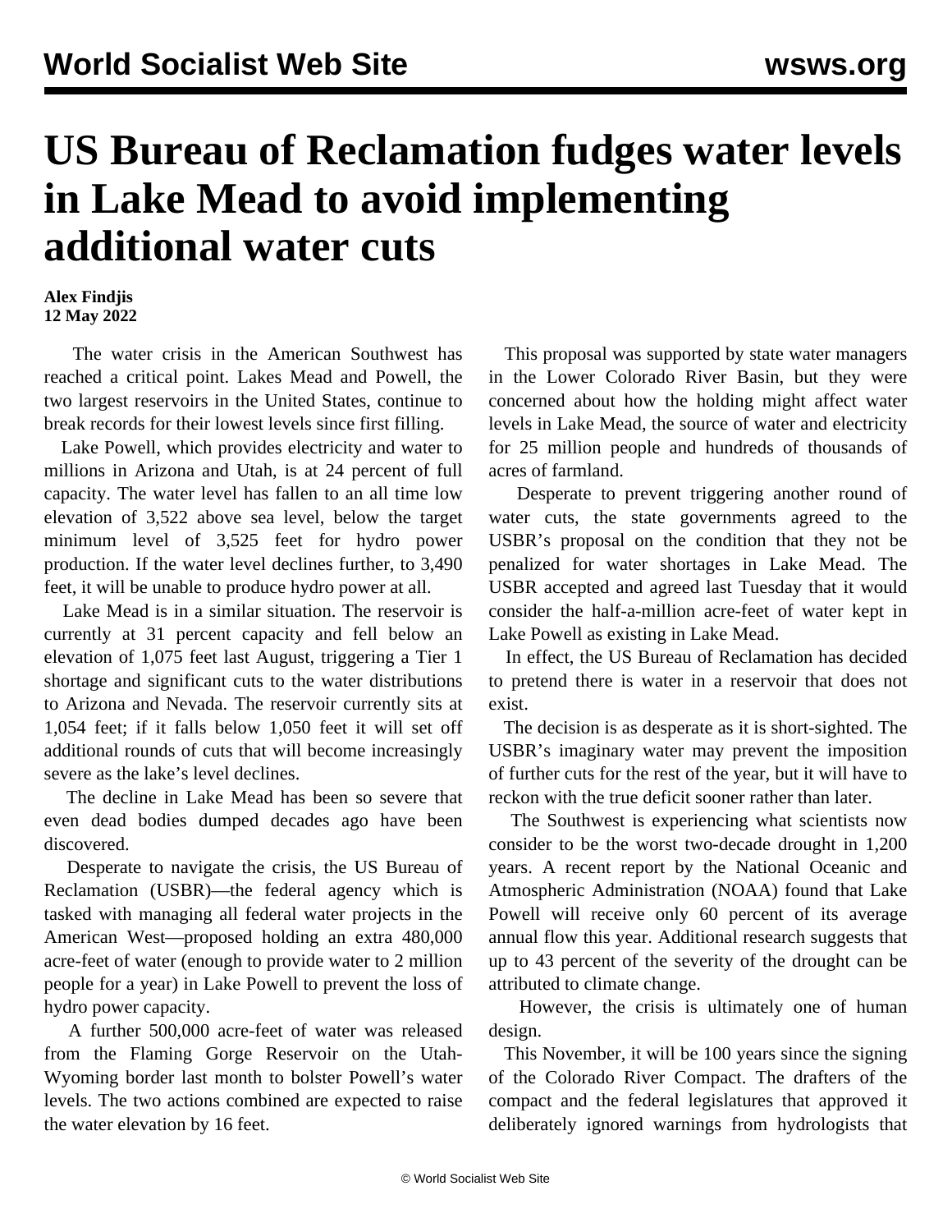# US Bureau of Reclamation fudges water levels in Lake Mead to avoid implementing additional water cuts

**Alex Findjis**
**12 May 2022**

The water crisis in the American Southwest has reached a critical point. Lakes Mead and Powell, the two largest reservoirs in the United States, continue to break records for their lowest levels since first filling.

Lake Powell, which provides electricity and water to millions in Arizona and Utah, is at 24 percent of full capacity. The water level has fallen to an all time low elevation of 3,522 above sea level, below the target minimum level of 3,525 feet for hydro power production. If the water level declines further, to 3,490 feet, it will be unable to produce hydro power at all.

Lake Mead is in a similar situation. The reservoir is currently at 31 percent capacity and fell below an elevation of 1,075 feet last August, triggering a Tier 1 shortage and significant cuts to the water distributions to Arizona and Nevada. The reservoir currently sits at 1,054 feet; if it falls below 1,050 feet it will set off additional rounds of cuts that will become increasingly severe as the lake's level declines.

The decline in Lake Mead has been so severe that even dead bodies dumped decades ago have been discovered.

Desperate to navigate the crisis, the US Bureau of Reclamation (USBR)—the federal agency which is tasked with managing all federal water projects in the American West—proposed holding an extra 480,000 acre-feet of water (enough to provide water to 2 million people for a year) in Lake Powell to prevent the loss of hydro power capacity.

A further 500,000 acre-feet of water was released from the Flaming Gorge Reservoir on the Utah-Wyoming border last month to bolster Powell's water levels. The two actions combined are expected to raise the water elevation by 16 feet.

This proposal was supported by state water managers in the Lower Colorado River Basin, but they were concerned about how the holding might affect water levels in Lake Mead, the source of water and electricity for 25 million people and hundreds of thousands of acres of farmland.

Desperate to prevent triggering another round of water cuts, the state governments agreed to the USBR's proposal on the condition that they not be penalized for water shortages in Lake Mead. The USBR accepted and agreed last Tuesday that it would consider the half-a-million acre-feet of water kept in Lake Powell as existing in Lake Mead.

In effect, the US Bureau of Reclamation has decided to pretend there is water in a reservoir that does not exist.

The decision is as desperate as it is short-sighted. The USBR's imaginary water may prevent the imposition of further cuts for the rest of the year, but it will have to reckon with the true deficit sooner rather than later.

The Southwest is experiencing what scientists now consider to be the worst two-decade drought in 1,200 years. A recent report by the National Oceanic and Atmospheric Administration (NOAA) found that Lake Powell will receive only 60 percent of its average annual flow this year. Additional research suggests that up to 43 percent of the severity of the drought can be attributed to climate change.

However, the crisis is ultimately one of human design.

This November, it will be 100 years since the signing of the Colorado River Compact. The drafters of the compact and the federal legislatures that approved it deliberately ignored warnings from hydrologists that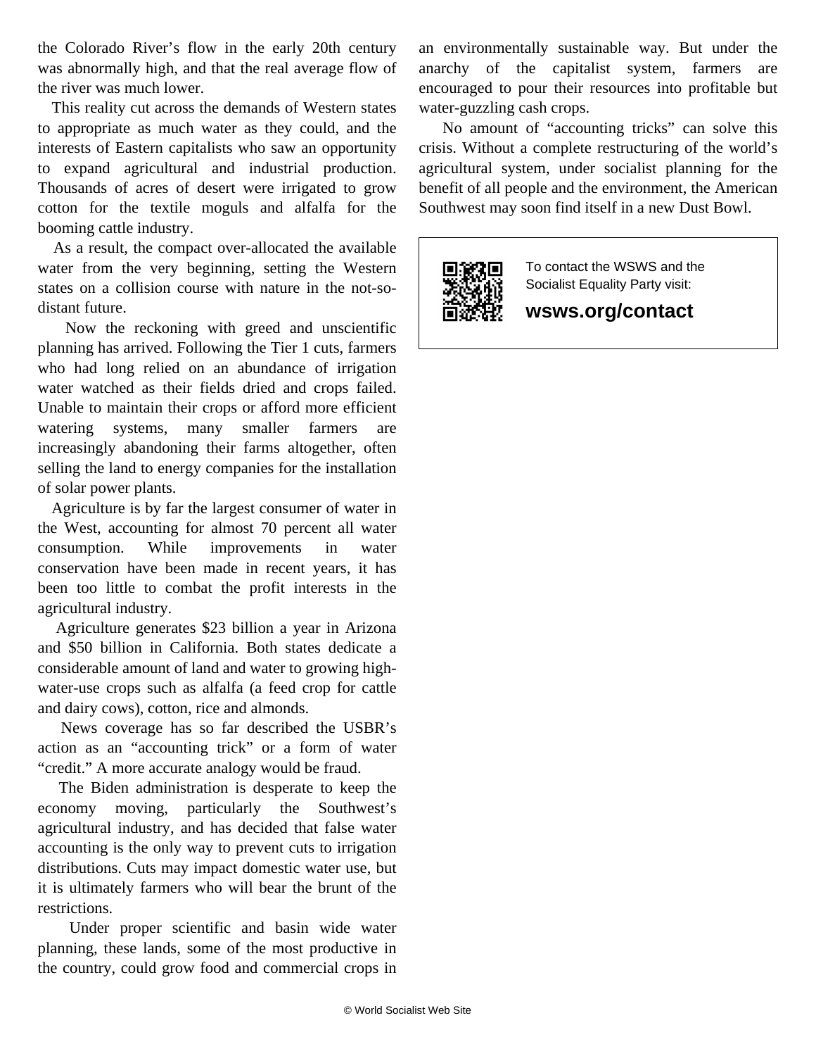the Colorado River's flow in the early 20th century was abnormally high, and that the real average flow of the river was much lower.

This reality cut across the demands of Western states to appropriate as much water as they could, and the interests of Eastern capitalists who saw an opportunity to expand agricultural and industrial production. Thousands of acres of desert were irrigated to grow cotton for the textile moguls and alfalfa for the booming cattle industry.

As a result, the compact over-allocated the available water from the very beginning, setting the Western states on a collision course with nature in the not-so-distant future.

Now the reckoning with greed and unscientific planning has arrived. Following the Tier 1 cuts, farmers who had long relied on an abundance of irrigation water watched as their fields dried and crops failed. Unable to maintain their crops or afford more efficient watering systems, many smaller farmers are increasingly abandoning their farms altogether, often selling the land to energy companies for the installation of solar power plants.

Agriculture is by far the largest consumer of water in the West, accounting for almost 70 percent all water consumption. While improvements in water conservation have been made in recent years, it has been too little to combat the profit interests in the agricultural industry.

Agriculture generates $23 billion a year in Arizona and $50 billion in California. Both states dedicate a considerable amount of land and water to growing high-water-use crops such as alfalfa (a feed crop for cattle and dairy cows), cotton, rice and almonds.

News coverage has so far described the USBR's action as an "accounting trick" or a form of water "credit." A more accurate analogy would be fraud.

The Biden administration is desperate to keep the economy moving, particularly the Southwest's agricultural industry, and has decided that false water accounting is the only way to prevent cuts to irrigation distributions. Cuts may impact domestic water use, but it is ultimately farmers who will bear the brunt of the restrictions.

Under proper scientific and basin wide water planning, these lands, some of the most productive in the country, could grow food and commercial crops in an environmentally sustainable way. But under the anarchy of the capitalist system, farmers are encouraged to pour their resources into profitable but water-guzzling cash crops.

No amount of "accounting tricks" can solve this crisis. Without a complete restructuring of the world's agricultural system, under socialist planning for the benefit of all people and the environment, the American Southwest may soon find itself in a new Dust Bowl.

To contact the WSWS and the Socialist Equality Party visit:

**wsws.org/contact**